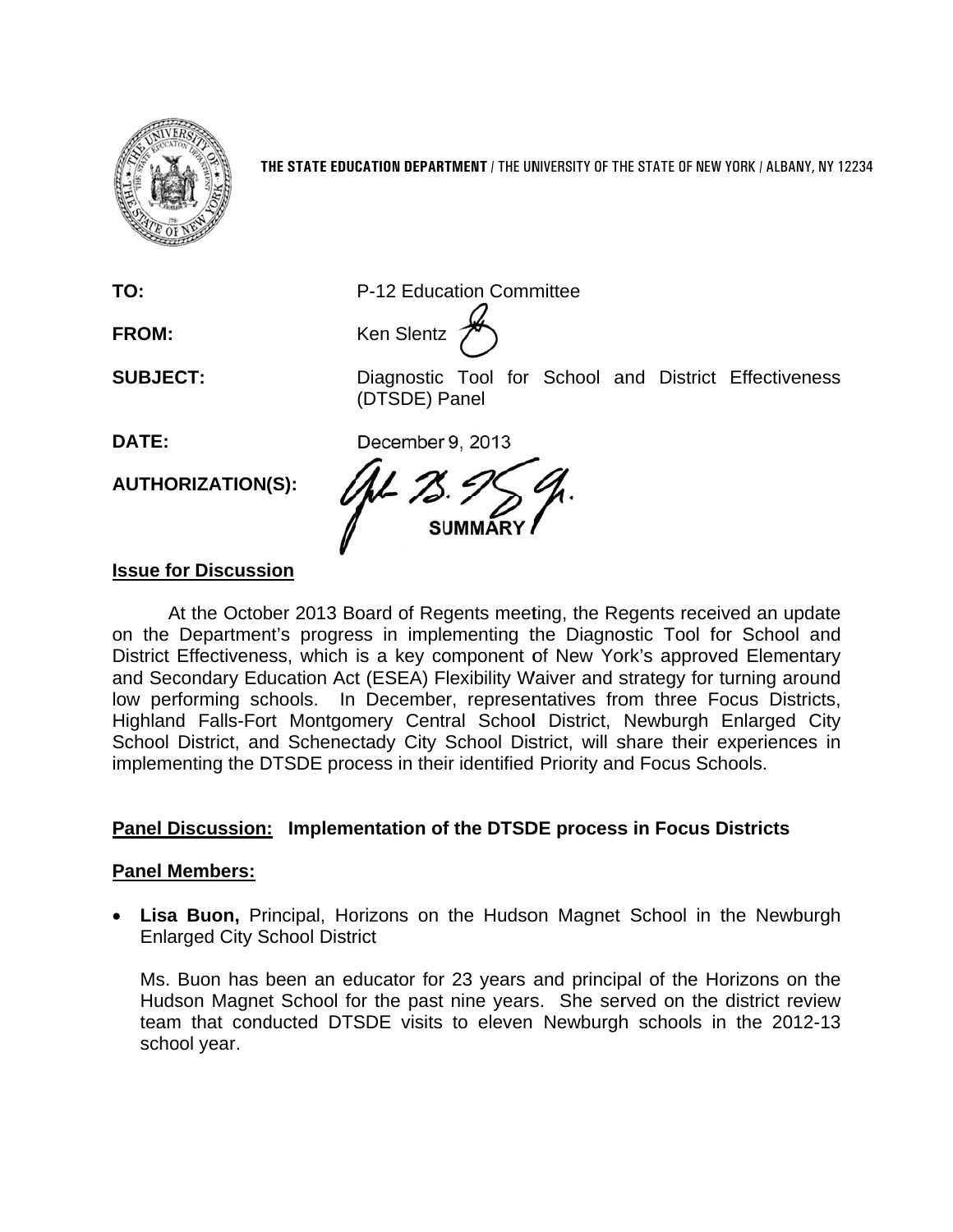**THE STATE EDUCATION DEPARTMENT** / THE UNIVERSITY OF THE STATE OF NEW YORK / ALBANY, NY 12234

**TO:** P-12 Education Committee

**FROM:** Ken Slentz

**SUBJECT:** Diagnostic Tool for School and District Effectiveness (DTSDE) Panel

**DATE:** December 9, 2013

**AUTHORIZATION(S):**

**SUMMARY**

## Issue for Discussion

At the October 2013 Board of Regents meeting, the Regents received an update on the Department's progress in implementing the Diagnostic Tool for School and District Effectiveness, which is a key component of New York's approved Elementary and Secondary Education Act (ESEA) Flexibility Waiver and strategy for turning around low performing schools. In December, representatives from three Focus Districts, Highland Falls-Fort Montgomery Central School District, Newburgh Enlarged City School District, and Schenectady City School District, will share their experiences in implementing the DTSDE process in their identified Priority and Focus Schools.

## Panel Discussion: Implementation of the DTSDE process in Focus Districts

## Panel Members:

- **Lisa Buon,** Principal, Horizons on the Hudson Magnet School in the Newburgh Enlarged City School District

  Ms. Buon has been an educator for 23 years and principal of the Horizons on the Hudson Magnet School for the past nine years. She served on the district review team that conducted DTSDE visits to eleven Newburgh schools in the 2012-13 school year.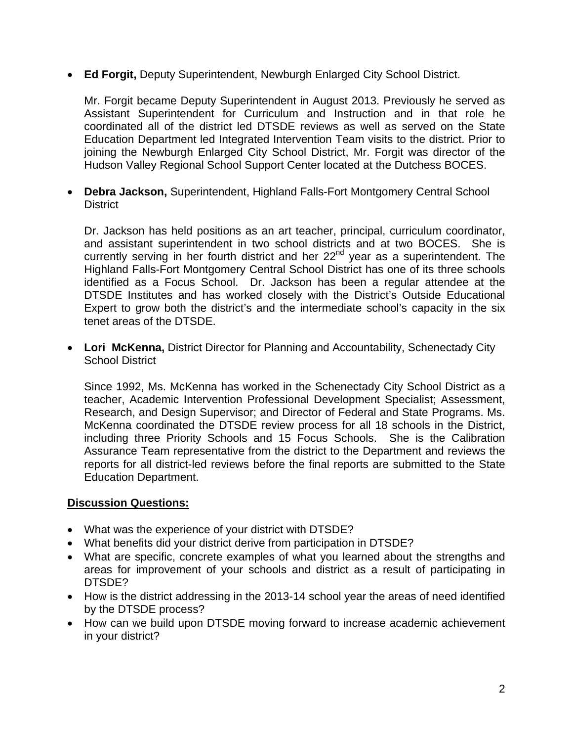- **Ed Forgit,** Deputy Superintendent, Newburgh Enlarged City School District.

  Mr. Forgit became Deputy Superintendent in August 2013. Previously he served as Assistant Superintendent for Curriculum and Instruction and in that role he coordinated all of the district led DTSDE reviews as well as served on the State Education Department led Integrated Intervention Team visits to the district. Prior to joining the Newburgh Enlarged City School District, Mr. Forgit was director of the Hudson Valley Regional School Support Center located at the Dutchess BOCES.

- **Debra Jackson,** Superintendent, Highland Falls-Fort Montgomery Central School District

  Dr. Jackson has held positions as an art teacher, principal, curriculum coordinator, and assistant superintendent in two school districts and at two BOCES. She is currently serving in her fourth district and her 22nd year as a superintendent. The Highland Falls-Fort Montgomery Central School District has one of its three schools identified as a Focus School. Dr. Jackson has been a regular attendee at the DTSDE Institutes and has worked closely with the District's Outside Educational Expert to grow both the district's and the intermediate school's capacity in the six tenet areas of the DTSDE.

- **Lori McKenna,** District Director for Planning and Accountability, Schenectady City School District

  Since 1992, Ms. McKenna has worked in the Schenectady City School District as a teacher, Academic Intervention Professional Development Specialist; Assessment, Research, and Design Supervisor; and Director of Federal and State Programs. Ms. McKenna coordinated the DTSDE review process for all 18 schools in the District, including three Priority Schools and 15 Focus Schools. She is the Calibration Assurance Team representative from the district to the Department and reviews the reports for all district-led reviews before the final reports are submitted to the State Education Department.

**Discussion Questions:**

- What was the experience of your district with DTSDE?
- What benefits did your district derive from participation in DTSDE?
- What are specific, concrete examples of what you learned about the strengths and areas for improvement of your schools and district as a result of participating in DTSDE?
- How is the district addressing in the 2013-14 school year the areas of need identified by the DTSDE process?
- How can we build upon DTSDE moving forward to increase academic achievement in your district?